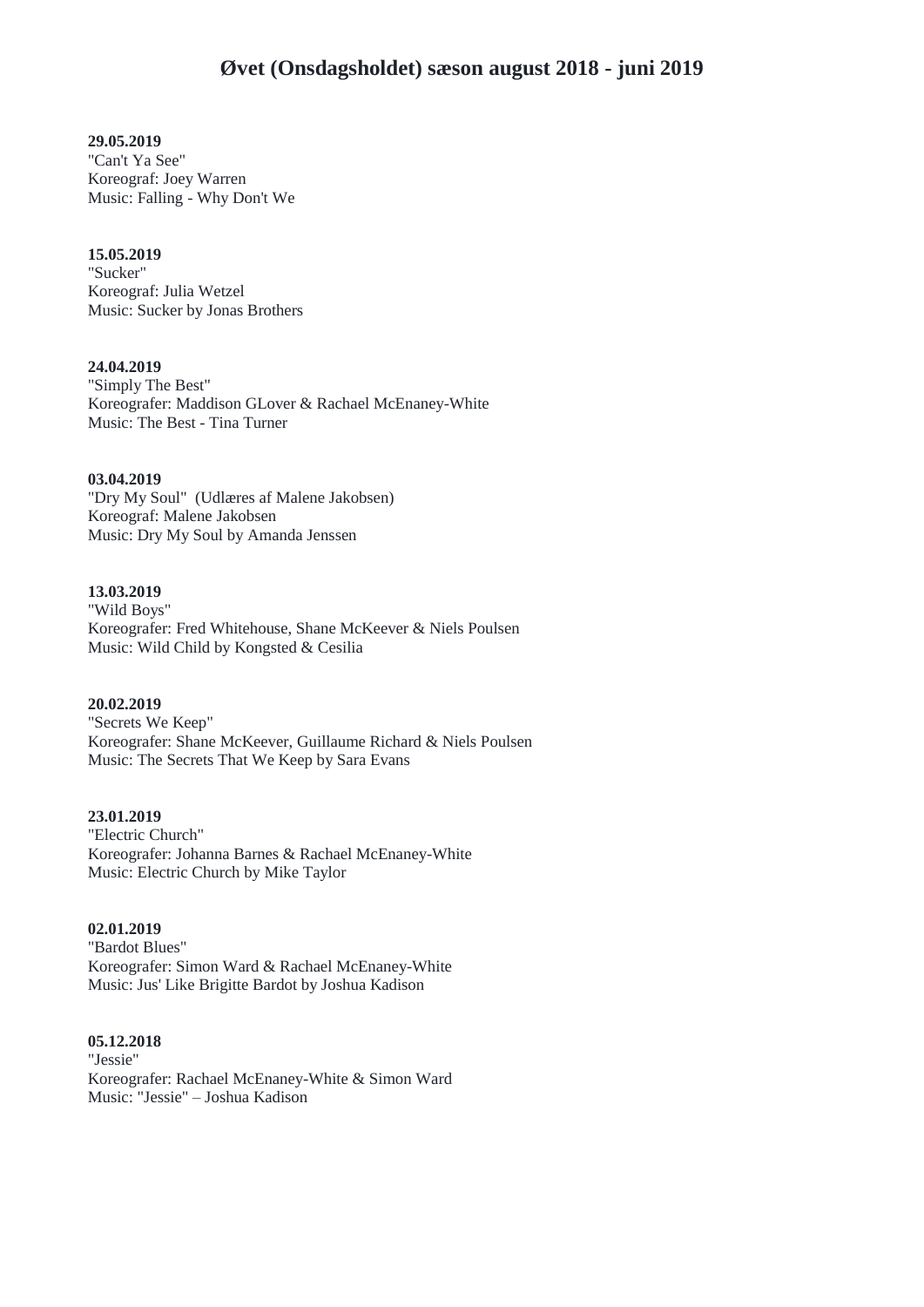# Øvet (Onsdagsholdet) sæson august 2018 - juni 2019

**29.05.2019**
"Can't Ya See"
Koreograf: Joey Warren
Music: Falling - Why Don't We

**15.05.2019**
"Sucker"
Koreograf: Julia Wetzel
Music: Sucker by Jonas Brothers

**24.04.2019**
"Simply The Best"
Koreografer: Maddison GLover & Rachael McEnaney-White
Music: The Best - Tina Turner

**03.04.2019**
"Dry My Soul" (Udlæres af Malene Jakobsen)
Koreograf: Malene Jakobsen
Music: Dry My Soul by Amanda Jenssen

**13.03.2019**
"Wild Boys"
Koreografer: Fred Whitehouse, Shane McKeever & Niels Poulsen
Music: Wild Child by Kongsted & Cesilia

**20.02.2019**
"Secrets We Keep"
Koreografer: Shane McKeever, Guillaume Richard & Niels Poulsen
Music: The Secrets That We Keep by Sara Evans

**23.01.2019**
"Electric Church"
Koreografer: Johanna Barnes & Rachael McEnaney-White
Music: Electric Church by Mike Taylor

**02.01.2019**
"Bardot Blues"
Koreografer: Simon Ward & Rachael McEnaney-White
Music: Jus' Like Brigitte Bardot by Joshua Kadison

**05.12.2018**
"Jessie"
Koreografer: Rachael McEnaney-White & Simon Ward
Music: "Jessie" – Joshua Kadison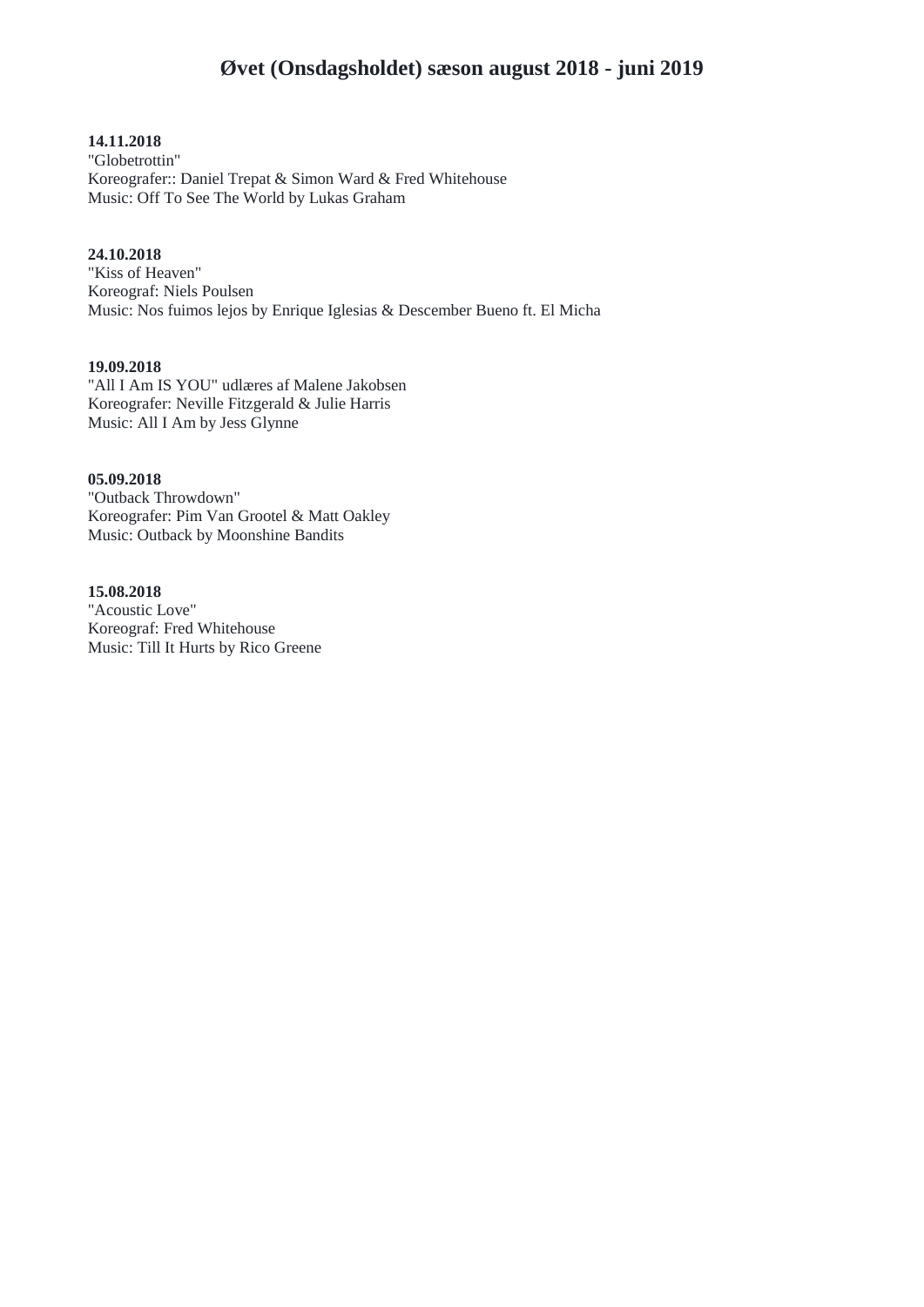# Øvet (Onsdagsholdet) sæson august 2018 - juni 2019

**14.11.2018**
"Globetrottin"
Koreografer:: Daniel Trepat & Simon Ward & Fred Whitehouse
Music: Off To See The World by Lukas Graham

**24.10.2018**
"Kiss of Heaven"
Koreograf: Niels Poulsen
Music: Nos fuimos lejos by Enrique Iglesias & Descember Bueno ft. El Micha

**19.09.2018**
"All I Am IS YOU" udlæres af Malene Jakobsen
Koreografer: Neville Fitzgerald & Julie Harris
Music: All I Am by Jess Glynne

**05.09.2018**
"Outback Throwdown"
Koreografer: Pim Van Grootel & Matt Oakley
Music: Outback by Moonshine Bandits

**15.08.2018**
"Acoustic Love"
Koreograf: Fred Whitehouse
Music: Till It Hurts by Rico Greene